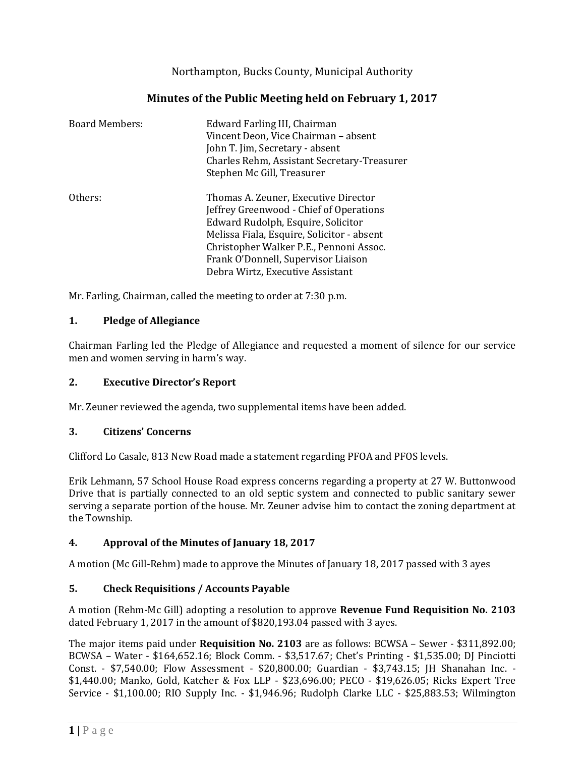# Northampton, Bucks County, Municipal Authority

## Minutes of the Public Meeting held on February 1, 2017

| | |
|---|---|
| Board Members: | Edward Farling III, Chairman<br>Vincent Deon, Vice Chairman – absent<br>John T. Jim, Secretary - absent<br>Charles Rehm, Assistant Secretary-Treasurer<br>Stephen Mc Gill, Treasurer |
| Others: | Thomas A. Zeuner, Executive Director<br>Jeffrey Greenwood - Chief of Operations<br>Edward Rudolph, Esquire, Solicitor<br>Melissa Fiala, Esquire, Solicitor - absent<br>Christopher Walker P.E., Pennoni Assoc.<br>Frank O'Donnell, Supervisor Liaison<br>Debra Wirtz, Executive Assistant |

Mr. Farling, Chairman, called the meeting to order at 7:30 p.m.

### 1. Pledge of Allegiance

Chairman Farling led the Pledge of Allegiance and requested a moment of silence for our service men and women serving in harm's way.

### 2. Executive Director's Report

Mr. Zeuner reviewed the agenda, two supplemental items have been added.

### 3. Citizens' Concerns

Clifford Lo Casale, 813 New Road made a statement regarding PFOA and PFOS levels.

Erik Lehmann, 57 School House Road express concerns regarding a property at 27 W. Buttonwood Drive that is partially connected to an old septic system and connected to public sanitary sewer serving a separate portion of the house. Mr. Zeuner advise him to contact the zoning department at the Township.

### 4. Approval of the Minutes of January 18, 2017

A motion (Mc Gill-Rehm) made to approve the Minutes of January 18, 2017 passed with 3 ayes

### 5. Check Requisitions / Accounts Payable

A motion (Rehm-Mc Gill) adopting a resolution to approve **Revenue Fund Requisition No. 2103** dated February 1, 2017 in the amount of $820,193.04 passed with 3 ayes.

The major items paid under **Requisition No. 2103** are as follows: BCWSA – Sewer - $311,892.00; BCWSA – Water - $164,652.16; Block Comm. - $3,517.67; Chet's Printing - $1,535.00; DJ Pinciotti Const. - $7,540.00; Flow Assessment - $20,800.00; Guardian - $3,743.15; JH Shanahan Inc. - $1,440.00; Manko, Gold, Katcher & Fox LLP - $23,696.00; PECO - $19,626.05; Ricks Expert Tree Service - $1,100.00; RIO Supply Inc. - $1,946.96; Rudolph Clarke LLC - $25,883.53; Wilmington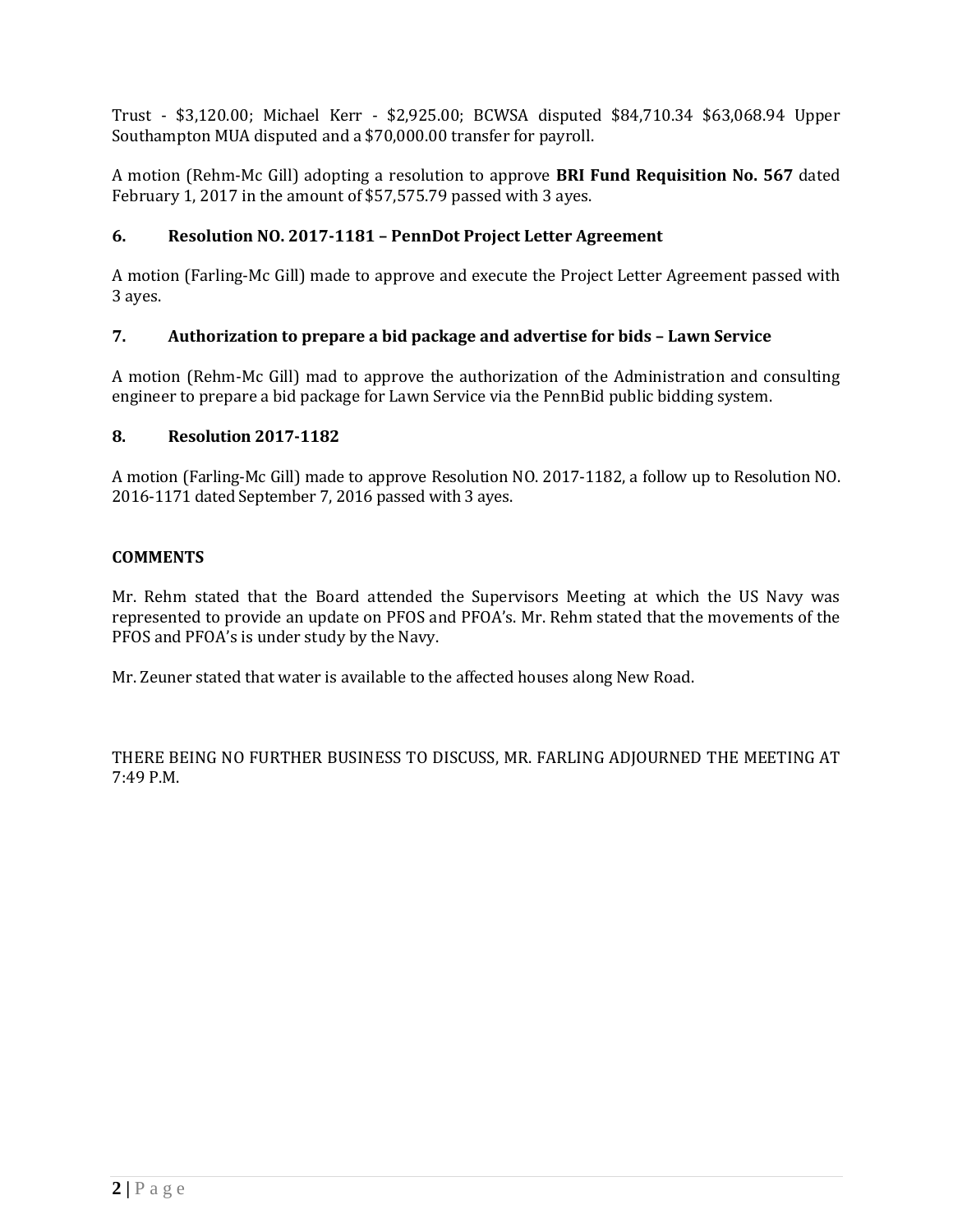Trust - $3,120.00; Michael Kerr - $2,925.00; BCWSA disputed $84,710.34 $63,068.94 Upper Southampton MUA disputed and a $70,000.00 transfer for payroll.

A motion (Rehm-Mc Gill) adopting a resolution to approve **BRI Fund Requisition No. 567** dated February 1, 2017 in the amount of $57,575.79 passed with 3 ayes.

### 6. Resolution NO. 2017-1181 – PennDot Project Letter Agreement

A motion (Farling-Mc Gill) made to approve and execute the Project Letter Agreement passed with 3 ayes.

### 7. Authorization to prepare a bid package and advertise for bids – Lawn Service

A motion (Rehm-Mc Gill) mad to approve the authorization of the Administration and consulting engineer to prepare a bid package for Lawn Service via the PennBid public bidding system.

### 8. Resolution 2017-1182

A motion (Farling-Mc Gill) made to approve Resolution NO. 2017-1182, a follow up to Resolution NO. 2016-1171 dated September 7, 2016 passed with 3 ayes.

## COMMENTS

Mr. Rehm stated that the Board attended the Supervisors Meeting at which the US Navy was represented to provide an update on PFOS and PFOA's. Mr. Rehm stated that the movements of the PFOS and PFOA's is under study by the Navy.

Mr. Zeuner stated that water is available to the affected houses along New Road.

THERE BEING NO FURTHER BUSINESS TO DISCUSS, MR. FARLING ADJOURNED THE MEETING AT 7:49 P.M.